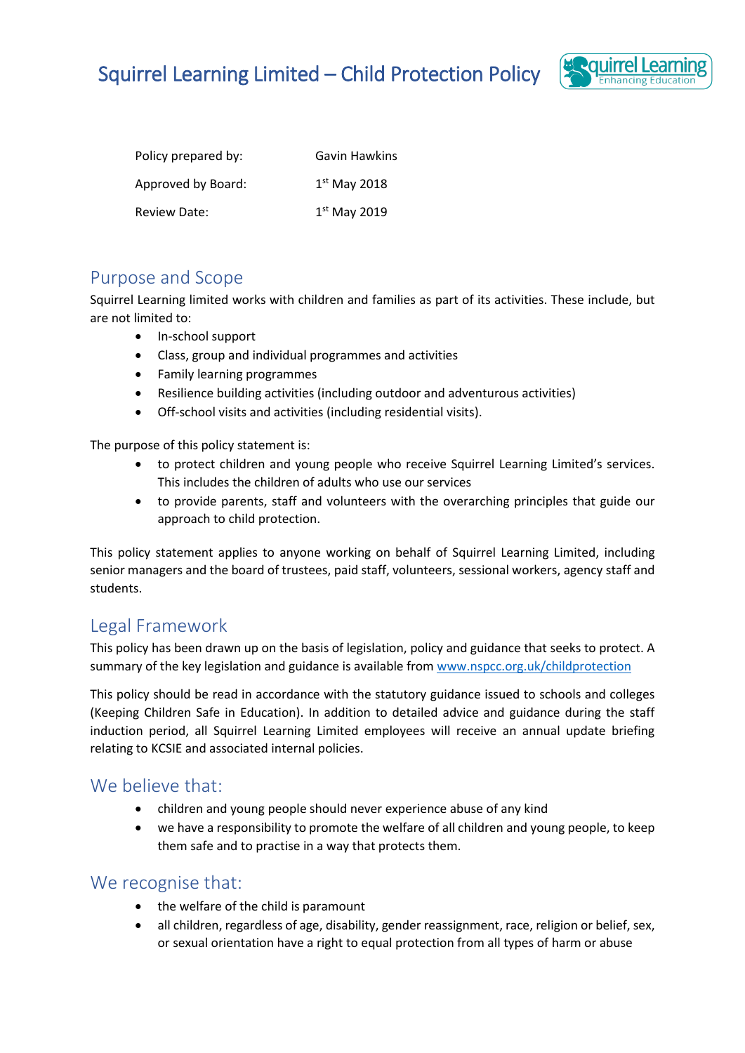# Squirrel Learning Limited – Child Protection Policy

| | |
|---|---|
| Policy prepared by: | Gavin Hawkins |
| Approved by Board: | 1st May 2018 |
| Review Date: | 1st May 2019 |

## Purpose and Scope

Squirrel Learning limited works with children and families as part of its activities. These include, but are not limited to:

- In-school support
- Class, group and individual programmes and activities
- Family learning programmes
- Resilience building activities (including outdoor and adventurous activities)
- Off-school visits and activities (including residential visits).

The purpose of this policy statement is:

- to protect children and young people who receive Squirrel Learning Limited's services. This includes the children of adults who use our services
- to provide parents, staff and volunteers with the overarching principles that guide our approach to child protection.

This policy statement applies to anyone working on behalf of Squirrel Learning Limited, including senior managers and the board of trustees, paid staff, volunteers, sessional workers, agency staff and students.

## Legal Framework

This policy has been drawn up on the basis of legislation, policy and guidance that seeks to protect. A summary of the key legislation and guidance is available from www.nspcc.org.uk/childprotection

This policy should be read in accordance with the statutory guidance issued to schools and colleges (Keeping Children Safe in Education). In addition to detailed advice and guidance during the staff induction period, all Squirrel Learning Limited employees will receive an annual update briefing relating to KCSIE and associated internal policies.

## We believe that:

- children and young people should never experience abuse of any kind
- we have a responsibility to promote the welfare of all children and young people, to keep them safe and to practise in a way that protects them.

## We recognise that:

- the welfare of the child is paramount
- all children, regardless of age, disability, gender reassignment, race, religion or belief, sex, or sexual orientation have a right to equal protection from all types of harm or abuse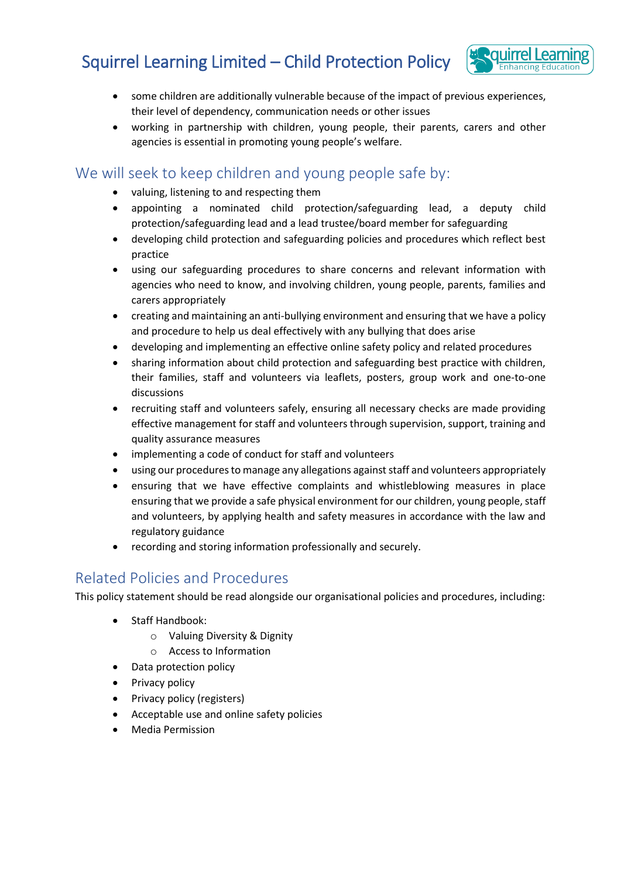- some children are additionally vulnerable because of the impact of previous experiences, their level of dependency, communication needs or other issues
- working in partnership with children, young people, their parents, carers and other agencies is essential in promoting young people's welfare.

## We will seek to keep children and young people safe by:

- valuing, listening to and respecting them
- appointing a nominated child protection/safeguarding lead, a deputy child protection/safeguarding lead and a lead trustee/board member for safeguarding
- developing child protection and safeguarding policies and procedures which reflect best practice
- using our safeguarding procedures to share concerns and relevant information with agencies who need to know, and involving children, young people, parents, families and carers appropriately
- creating and maintaining an anti-bullying environment and ensuring that we have a policy and procedure to help us deal effectively with any bullying that does arise
- developing and implementing an effective online safety policy and related procedures
- sharing information about child protection and safeguarding best practice with children, their families, staff and volunteers via leaflets, posters, group work and one-to-one discussions
- recruiting staff and volunteers safely, ensuring all necessary checks are made providing effective management for staff and volunteers through supervision, support, training and quality assurance measures
- implementing a code of conduct for staff and volunteers
- using our procedures to manage any allegations against staff and volunteers appropriately
- ensuring that we have effective complaints and whistleblowing measures in place ensuring that we provide a safe physical environment for our children, young people, staff and volunteers, by applying health and safety measures in accordance with the law and regulatory guidance
- recording and storing information professionally and securely.

## Related Policies and Procedures

This policy statement should be read alongside our organisational policies and procedures, including:

- Staff Handbook:
  - Valuing Diversity & Dignity
  - Access to Information
- Data protection policy
- Privacy policy
- Privacy policy (registers)
- Acceptable use and online safety policies
- Media Permission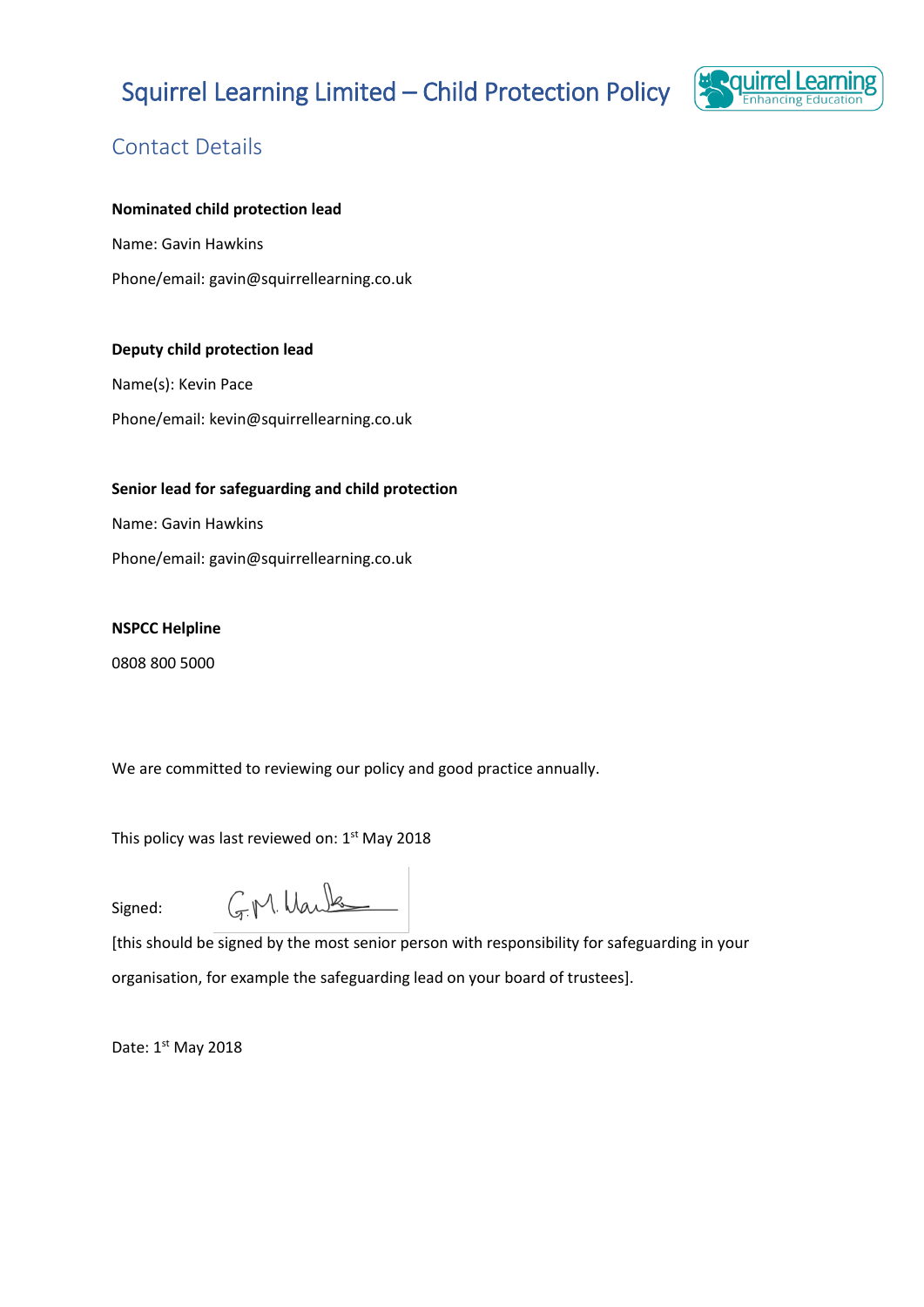# Squirrel Learning Limited – Child Protection Policy

## Contact Details

**Nominated child protection lead**

Name: Gavin Hawkins

Phone/email: gavin@squirrellearning.co.uk

**Deputy child protection lead**

Name(s): Kevin Pace

Phone/email: kevin@squirrellearning.co.uk

**Senior lead for safeguarding and child protection**

Name: Gavin Hawkins

Phone/email: gavin@squirrellearning.co.uk

**NSPCC Helpline**

0808 800 5000

We are committed to reviewing our policy and good practice annually.

This policy was last reviewed on: 1st May 2018

Signed: G.M. Hawkins

[this should be signed by the most senior person with responsibility for safeguarding in your organisation, for example the safeguarding lead on your board of trustees].

Date: 1st May 2018